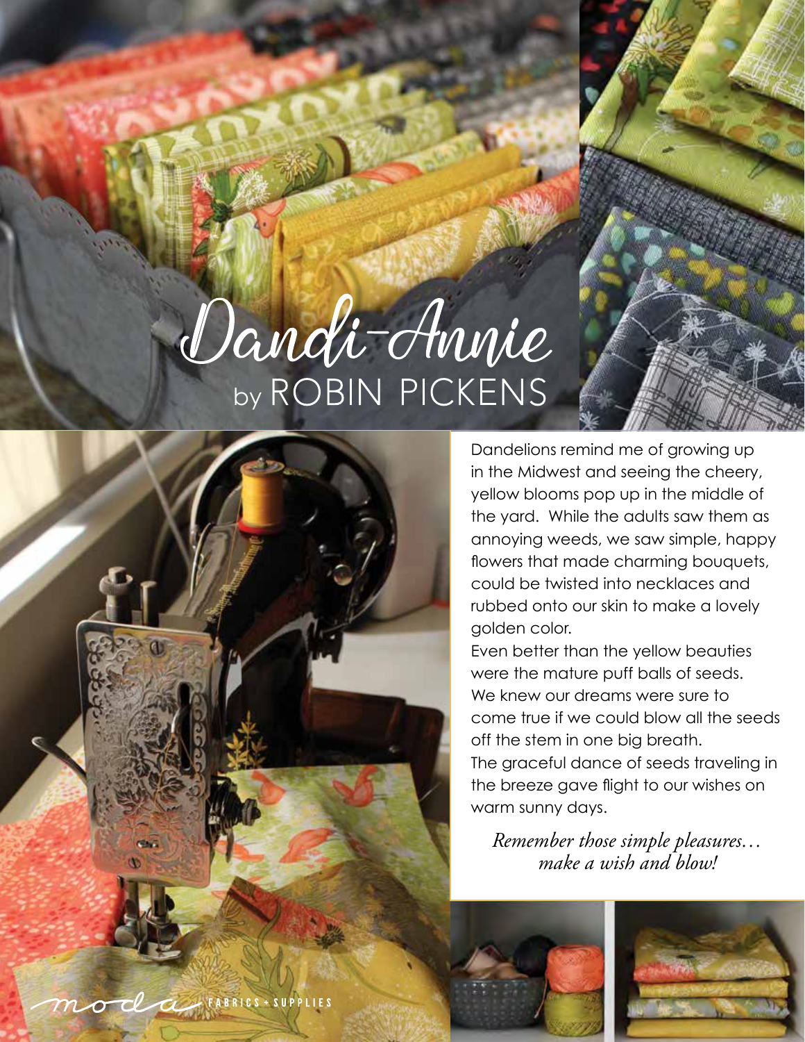# Dandi-Annie

## by ROBIN PICKENS

Dandelions remind me of growing up in the Midwest and seeing the cheery, yellow blooms pop up in the middle of the yard. While the adults saw them as annoying weeds, we saw simple, happy flowers that made charming bouquets, could be twisted into necklaces and rubbed onto our skin to make a lovely golden color.

Even better than the yellow beauties were the mature puff balls of seeds. We knew our dreams were sure to come true if we could blow all the seeds off the stem in one big breath.

The graceful dance of seeds traveling in the breeze gave flight to our wishes on warm sunny days.

*Remember those simple pleasures… make a wish and blow!*

moda FABRICS + SUPPLIES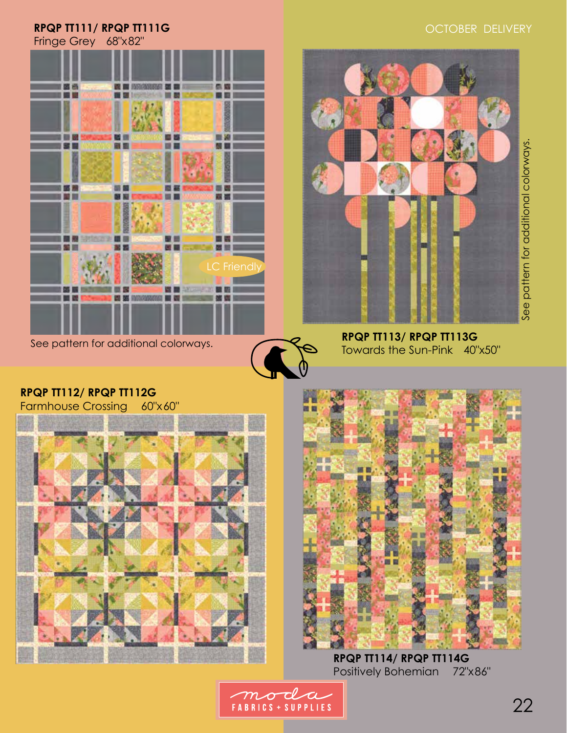OCTOBER DELIVERY

**RPQP TT111/ RPQP TT111G**
Fringe Grey 68"x82"

LC Friendly

See pattern for additional colorways.

**RPQP TT113/ RPQP TT113G**
Towards the Sun-Pink 40"x50"

See pattern for additional colorways.

**RPQP TT112/ RPQP TT112G**
Farmhouse Crossing 60"x60"

**RPQP TT114/ RPQP TT114G**
Positively Bohemian 72"x86"

moda FABRICS + SUPPLIES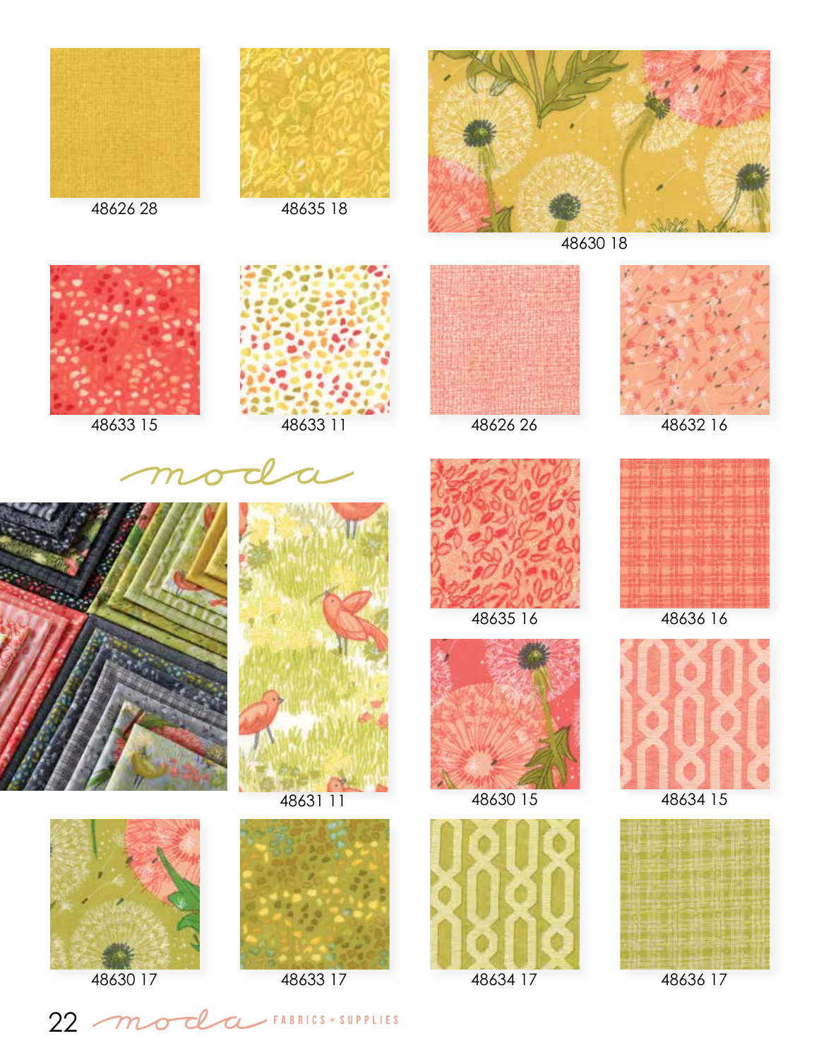48626 28

48635 18

48630 18

48633 15

48633 11

48626 26

48632 16

moda

48635 16

48636 16

48631 11

48630 15

48634 15

48630 17

48633 17

48634 17

48636 17

moda FABRICS + SUPPLIES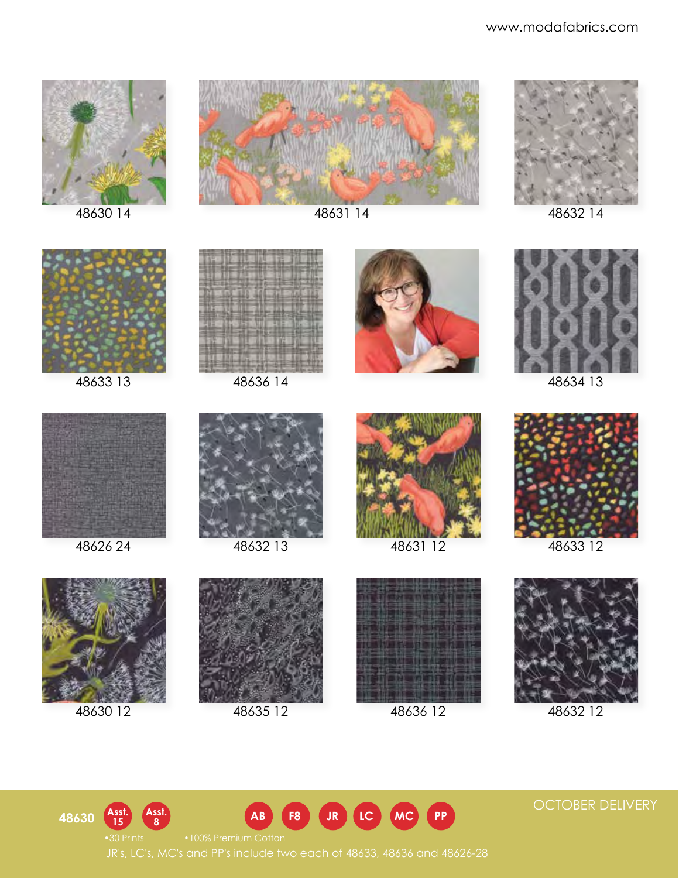www.modafabrics.com

48630 14

48631 14

48632 14

48633 13

48636 14

48634 13

48626 24

48632 13

48631 12

48633 12

48630 12

48635 12

48636 12

48632 12

**48630** Asst. 15 Asst. 8 AB F8 JR LC MC PP

OCTOBER DELIVERY

•30 Prints •100% Premium Cotton

JR's, LC's, MC's and PP's include two each of 48633, 48636 and 48626-28